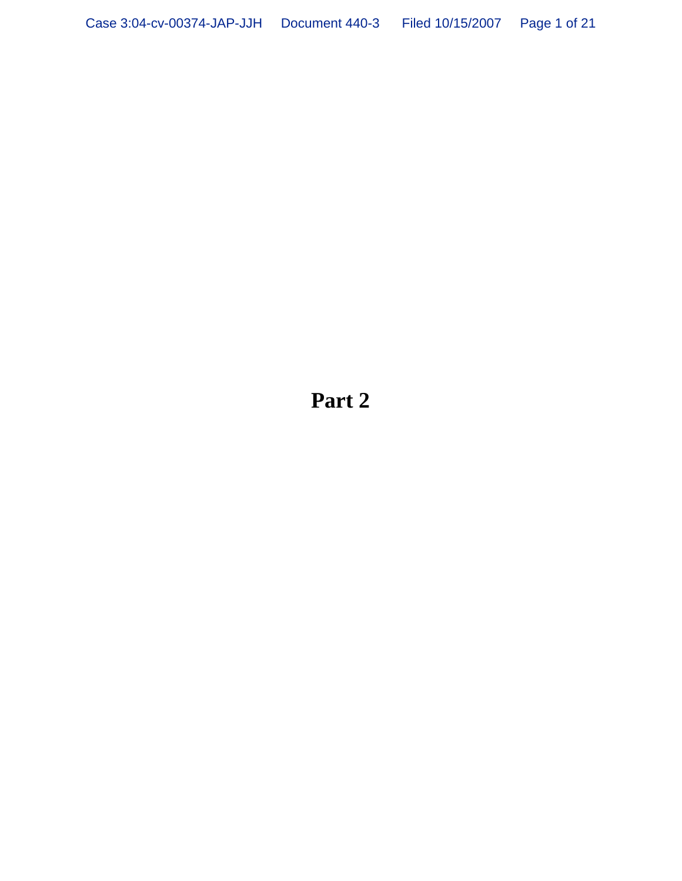# Part 2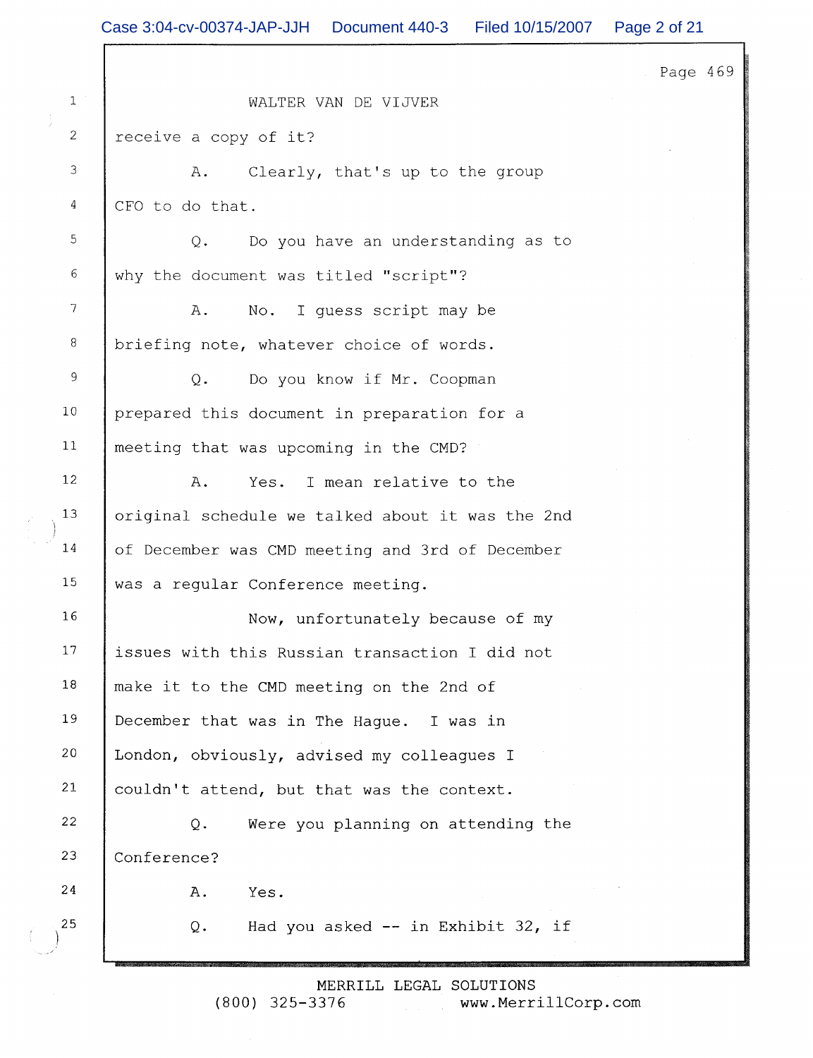Page 469

1 WALTER VAN DE VIJVER

2 receive a copy of it?

3 A. Clearly, that's up to the group

4 CFO to do that.

5 Q. Do you have an understanding as to

6 why the document was titled "script"?

7 A. No. I guess script may be

8 briefing note, whatever choice of words.

9 Q. Do you know if Mr. Coopman

10 prepared this document in preparation for a

11 meeting that was upcoming in the CMD?

12 A. Yes. I mean relative to the

13 original schedule we talked about it was the 2nd

14 of December was CMD meeting and 3rd of December

15 was a regular Conference meeting.

16 Now, unfortunately because of my

17 issues with this Russian transaction I did not

18 make it to the CMD meeting on the 2nd of

19 December that was in The Hague. I was in

20 London, obviously, advised my colleagues I

21 couldn't attend, but that was the context.

22 Q. Were you planning on attending the

23 Conference?

24 A. Yes.

25 Q. Had you asked -- in Exhibit 32, if

MERRILL LEGAL SOLUTIONS
(800) 325-3376 www.MerrillCorp.com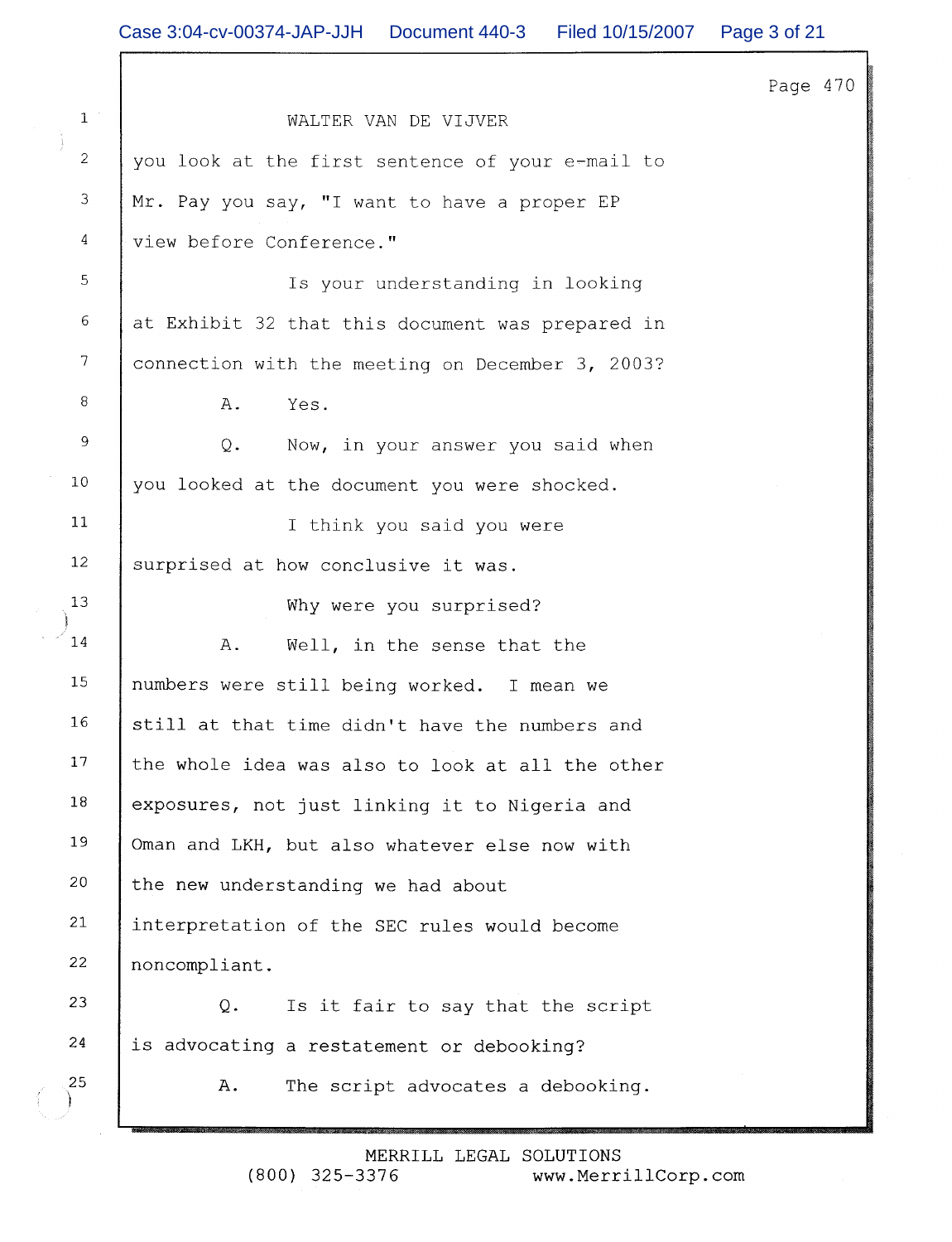WALTER VAN DE VIJVER

you look at the first sentence of your e-mail to Mr. Pay you say, "I want to have a proper EP view before Conference."

Is your understanding in looking at Exhibit 32 that this document was prepared in connection with the meeting on December 3, 2003?

A. Yes.

Q. Now, in your answer you said when you looked at the document you were shocked.

I think you said you were surprised at how conclusive it was.

Why were you surprised?

A. Well, in the sense that the numbers were still being worked. I mean we still at that time didn't have the numbers and the whole idea was also to look at all the other exposures, not just linking it to Nigeria and Oman and LKH, but also whatever else now with the new understanding we had about interpretation of the SEC rules would become noncompliant.

Q. Is it fair to say that the script is advocating a restatement or debooking?

A. The script advocates a debooking.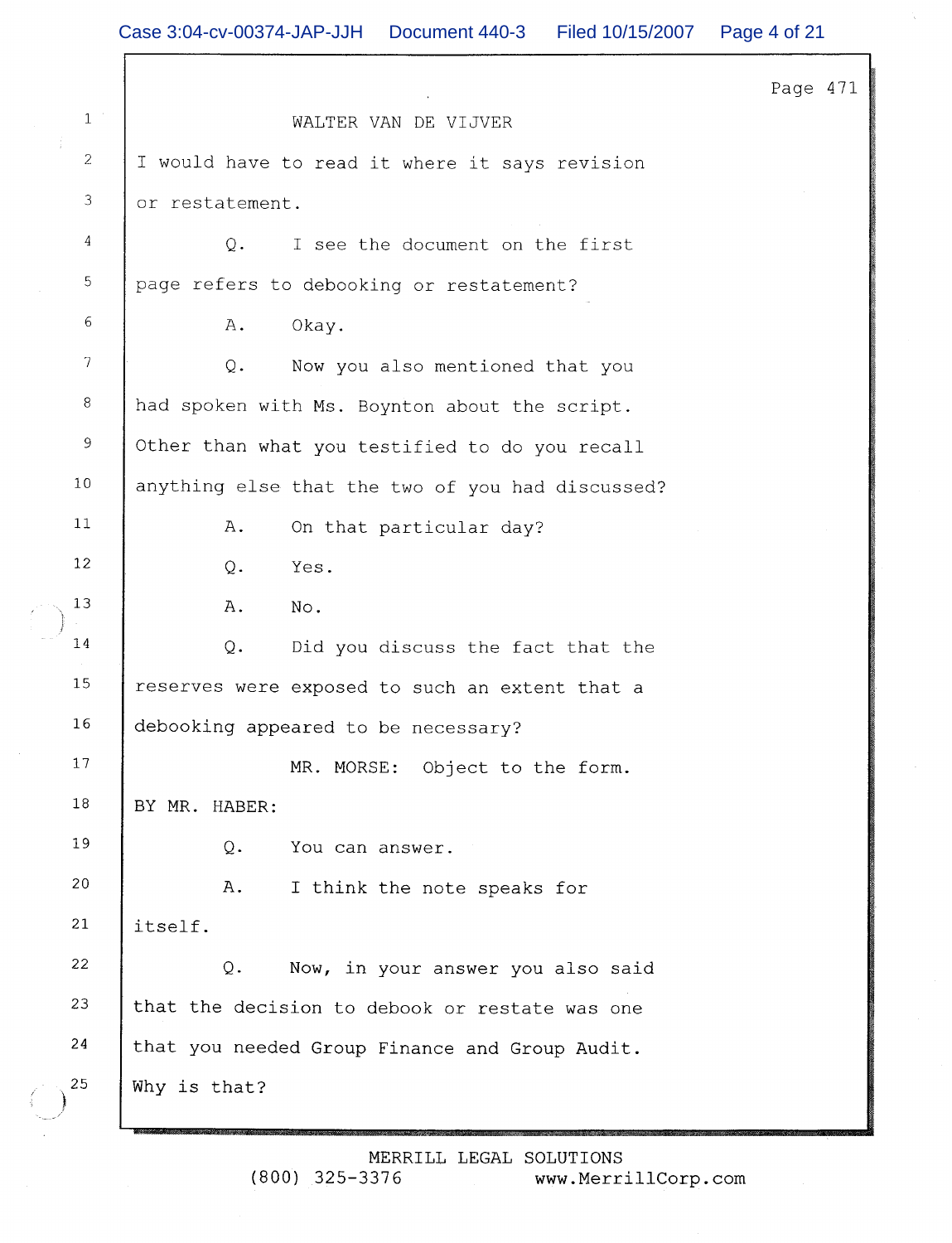WALTER VAN DE VIJVER

I would have to read it where it says revision or restatement.

Q. I see the document on the first page refers to debooking or restatement?

A. Okay.

Q. Now you also mentioned that you had spoken with Ms. Boynton about the script. Other than what you testified to do you recall anything else that the two of you had discussed?

A. On that particular day?

Q. Yes.

A. No.

Q. Did you discuss the fact that the reserves were exposed to such an extent that a debooking appeared to be necessary?

MR. MORSE: Object to the form.

BY MR. HABER:

Q. You can answer.

A. I think the note speaks for itself.

Q. Now, in your answer you also said that the decision to debook or restate was one that you needed Group Finance and Group Audit. Why is that?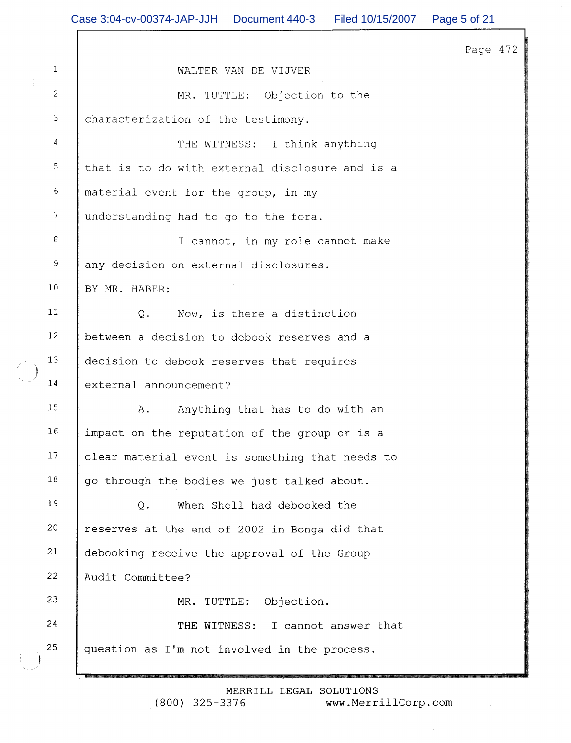WALTER VAN DE VIJVER

MR. TUTTLE: Objection to the characterization of the testimony.

THE WITNESS: I think anything that is to do with external disclosure and is a material event for the group, in my understanding had to go to the fora.

I cannot, in my role cannot make any decision on external disclosures.

BY MR. HABER:

Q. Now, is there a distinction between a decision to debook reserves and a decision to debook reserves that requires external announcement?

A. Anything that has to do with an impact on the reputation of the group or is a clear material event is something that needs to go through the bodies we just talked about.

Q. When Shell had debooked the reserves at the end of 2002 in Bonga did that debooking receive the approval of the Group Audit Committee?

MR. TUTTLE: Objection.

THE WITNESS: I cannot answer that question as I'm not involved in the process.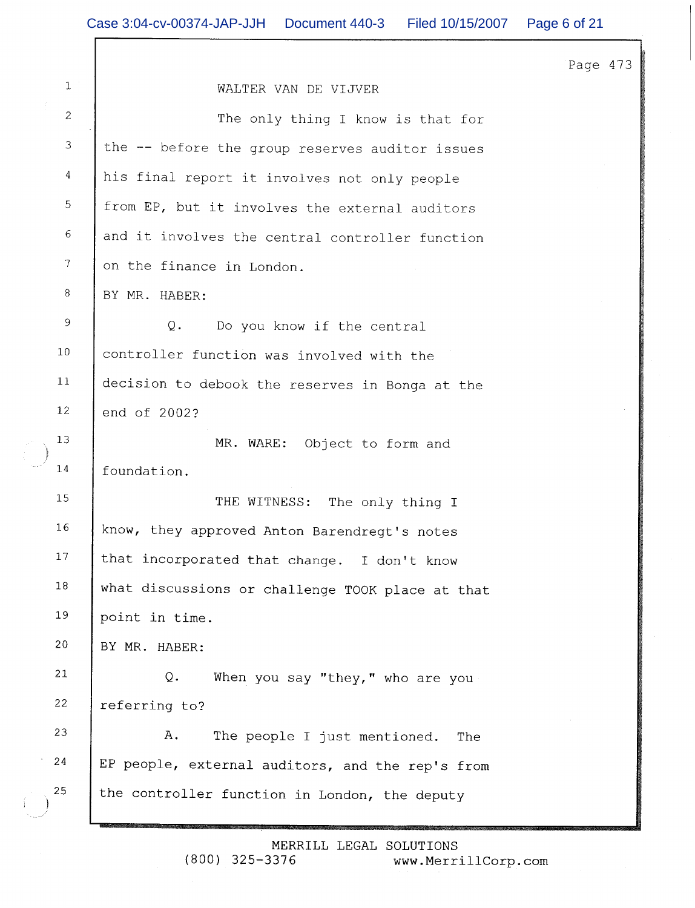Page 473

WALTER VAN DE VIJVER

The only thing I know is that for the -- before the group reserves auditor issues his final report it involves not only people from EP, but it involves the external auditors and it involves the central controller function on the finance in London.

BY MR. HABER:

Q. Do you know if the central controller function was involved with the decision to debook the reserves in Bonga at the end of 2002?

MR. WARE: Object to form and foundation.

THE WITNESS: The only thing I know, they approved Anton Barendregt's notes that incorporated that change. I don't know what discussions or challenge TOOK place at that point in time.

BY MR. HABER:

Q. When you say "they," who are you referring to?

A. The people I just mentioned. The EP people, external auditors, and the rep's from the controller function in London, the deputy

MERRILL LEGAL SOLUTIONS
(800) 325-3376 www.MerrillCorp.com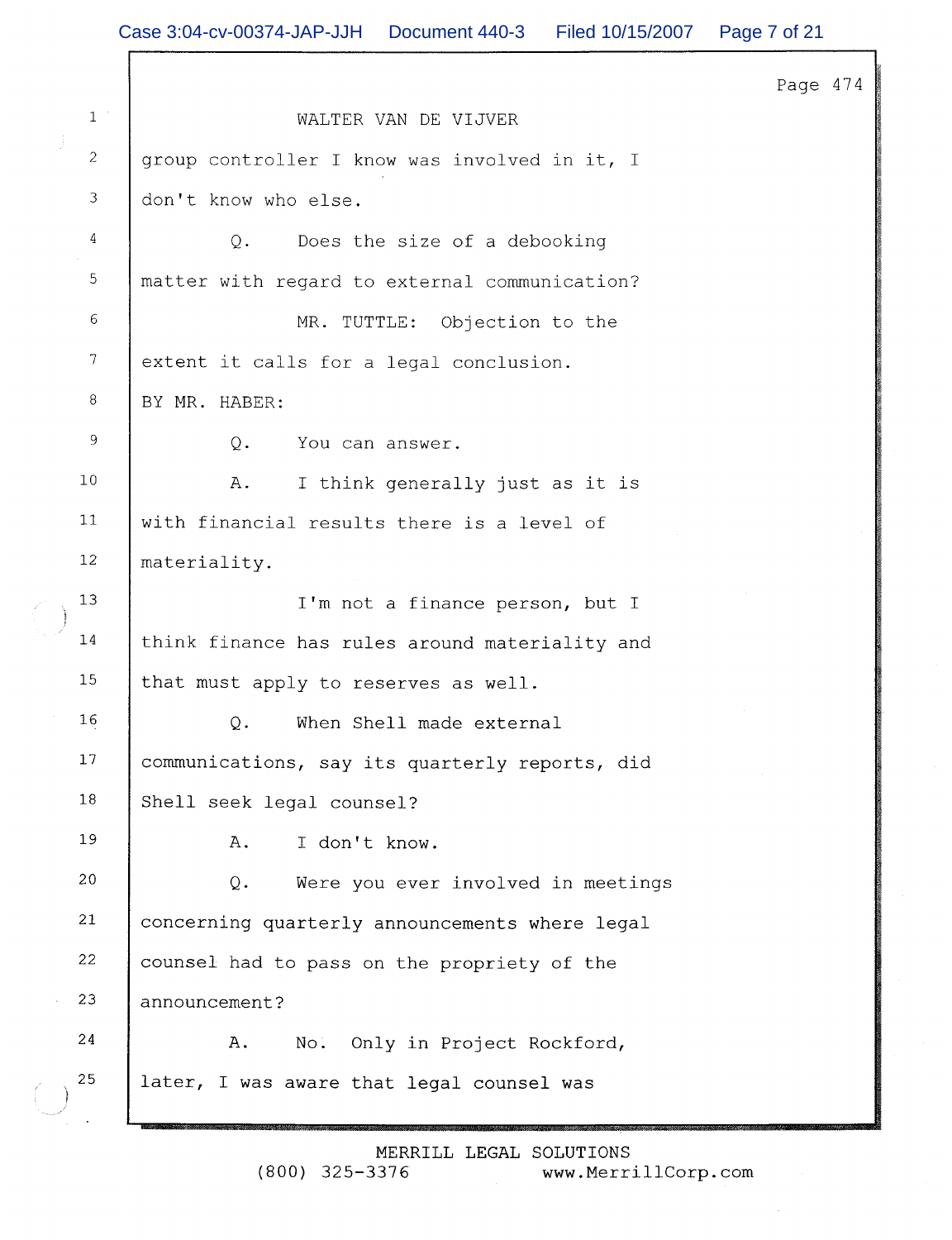WALTER VAN DE VIJVER

group controller I know was involved in it, I don't know who else.

Q. Does the size of a debooking matter with regard to external communication?

MR. TUTTLE: Objection to the extent it calls for a legal conclusion.

BY MR. HABER:

Q. You can answer.

A. I think generally just as it is with financial results there is a level of materiality.

I'm not a finance person, but I think finance has rules around materiality and that must apply to reserves as well.

Q. When Shell made external communications, say its quarterly reports, did Shell seek legal counsel?

A. I don't know.

Q. Were you ever involved in meetings concerning quarterly announcements where legal counsel had to pass on the propriety of the announcement?

A. No. Only in Project Rockford, later, I was aware that legal counsel was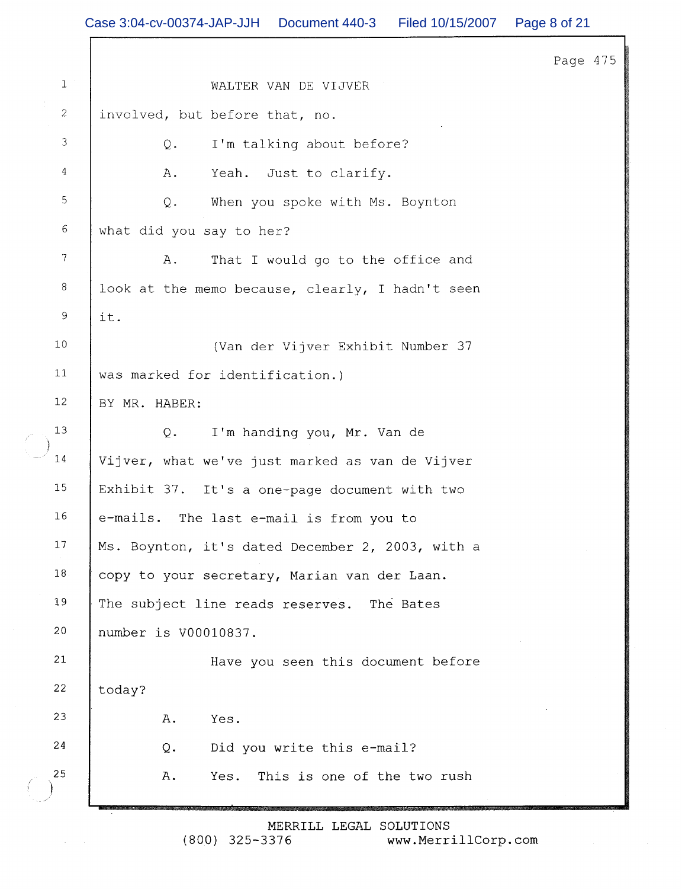WALTER VAN DE VIJVER

involved, but before that, no.

Q. I'm talking about before?

A. Yeah. Just to clarify.

Q. When you spoke with Ms. Boynton what did you say to her?

A. That I would go to the office and look at the memo because, clearly, I hadn't seen it.

(Van der Vijver Exhibit Number 37 was marked for identification.)

BY MR. HABER:

Q. I'm handing you, Mr. Van de Vijver, what we've just marked as van de Vijver Exhibit 37. It's a one-page document with two e-mails. The last e-mail is from you to Ms. Boynton, it's dated December 2, 2003, with a copy to your secretary, Marian van der Laan. The subject line reads reserves. The Bates number is V00010837.

Have you seen this document before today?

A. Yes.

Q. Did you write this e-mail?

A. Yes. This is one of the two rush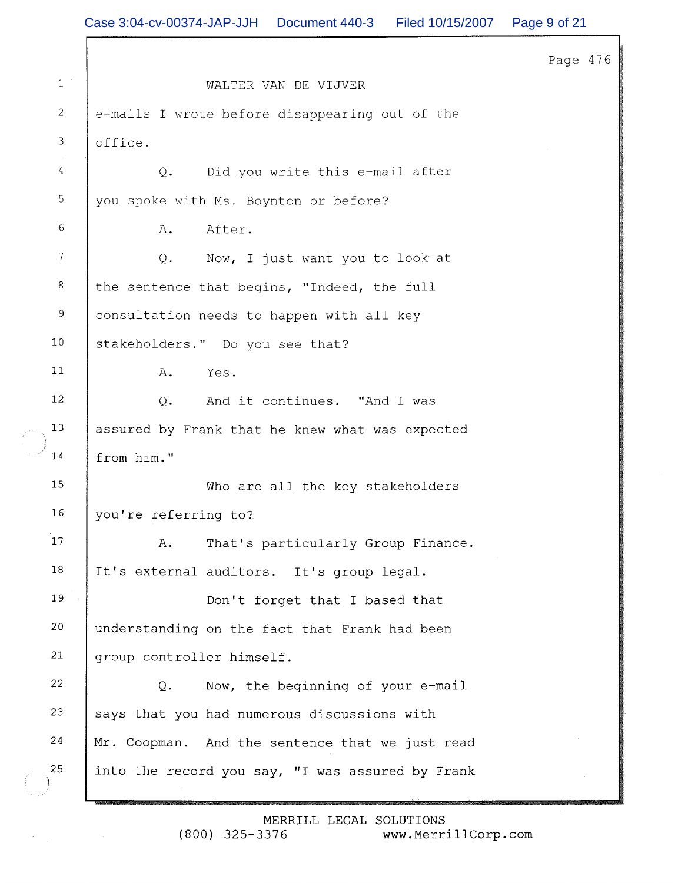WALTER VAN DE VIJVER

e-mails I wrote before disappearing out of the office.

Q. Did you write this e-mail after you spoke with Ms. Boynton or before?

A. After.

Q. Now, I just want you to look at the sentence that begins, "Indeed, the full consultation needs to happen with all key stakeholders." Do you see that?

A. Yes.

Q. And it continues. "And I was assured by Frank that he knew what was expected from him."

Who are all the key stakeholders you're referring to?

A. That's particularly Group Finance. It's external auditors. It's group legal.

Don't forget that I based that understanding on the fact that Frank had been group controller himself.

Q. Now, the beginning of your e-mail says that you had numerous discussions with Mr. Coopman. And the sentence that we just read into the record you say, "I was assured by Frank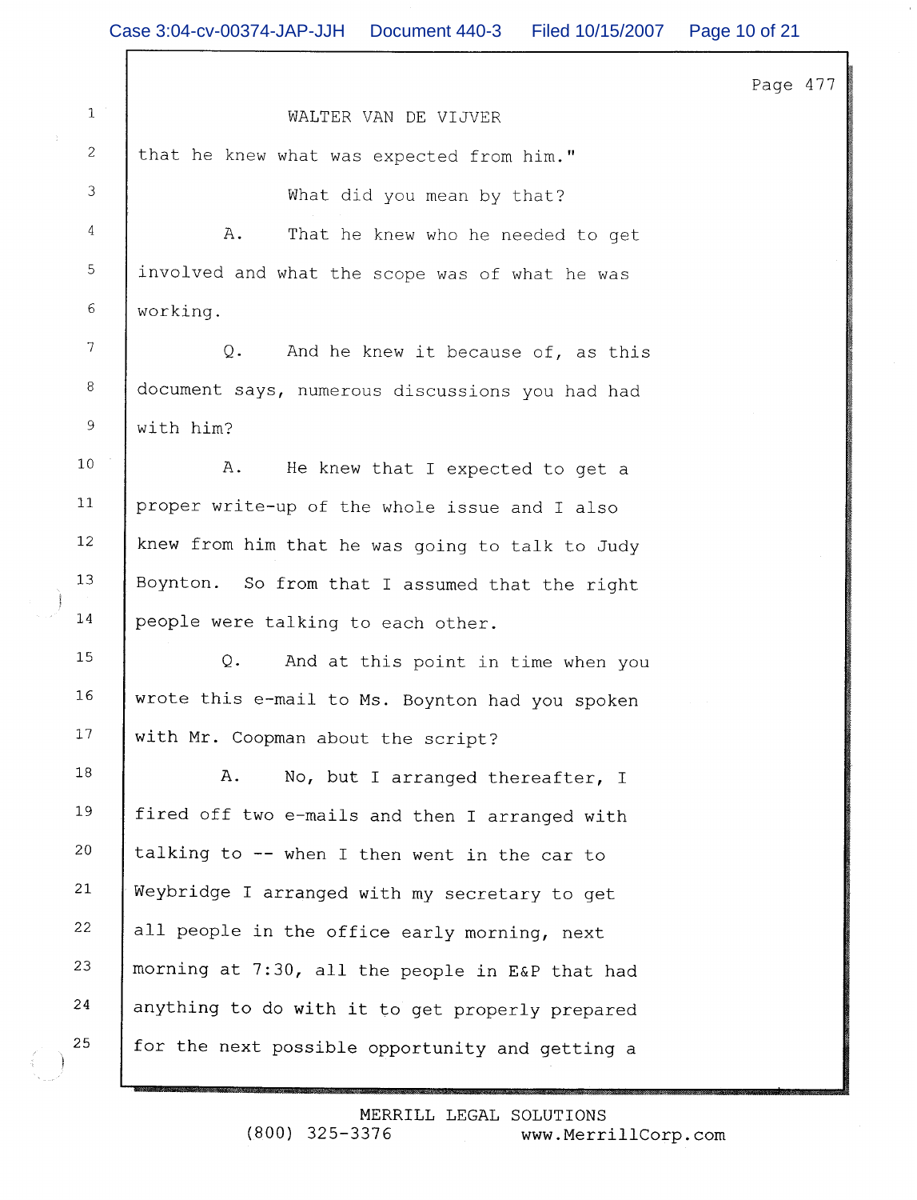Page 477

WALTER VAN DE VIJVER

that he knew what was expected from him."

What did you mean by that?

A. That he knew who he needed to get involved and what the scope was of what he was working.

Q. And he knew it because of, as this document says, numerous discussions you had had with him?

A. He knew that I expected to get a proper write-up of the whole issue and I also knew from him that he was going to talk to Judy Boynton. So from that I assumed that the right people were talking to each other.

Q. And at this point in time when you wrote this e-mail to Ms. Boynton had you spoken with Mr. Coopman about the script?

A. No, but I arranged thereafter, I fired off two e-mails and then I arranged with talking to -- when I then went in the car to Weybridge I arranged with my secretary to get all people in the office early morning, next morning at 7:30, all the people in E&P that had anything to do with it to get properly prepared for the next possible opportunity and getting a

MERRILL LEGAL SOLUTIONS
(800) 325-3376 www.MerrillCorp.com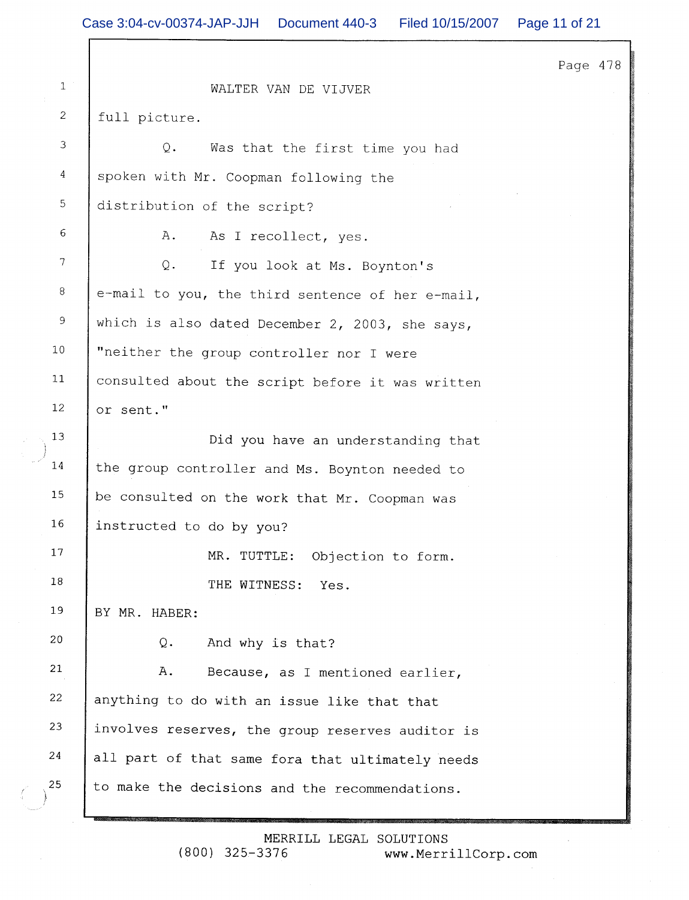WALTER VAN DE VIJVER

full picture.

Q. Was that the first time you had spoken with Mr. Coopman following the distribution of the script?

A. As I recollect, yes.

Q. If you look at Ms. Boynton's e-mail to you, the third sentence of her e-mail, which is also dated December 2, 2003, she says, "neither the group controller nor I were consulted about the script before it was written or sent."

Did you have an understanding that the group controller and Ms. Boynton needed to be consulted on the work that Mr. Coopman was instructed to do by you?

MR. TUTTLE: Objection to form.

THE WITNESS: Yes.

BY MR. HABER:

Q. And why is that?

A. Because, as I mentioned earlier, anything to do with an issue like that that involves reserves, the group reserves auditor is all part of that same fora that ultimately needs to make the decisions and the recommendations.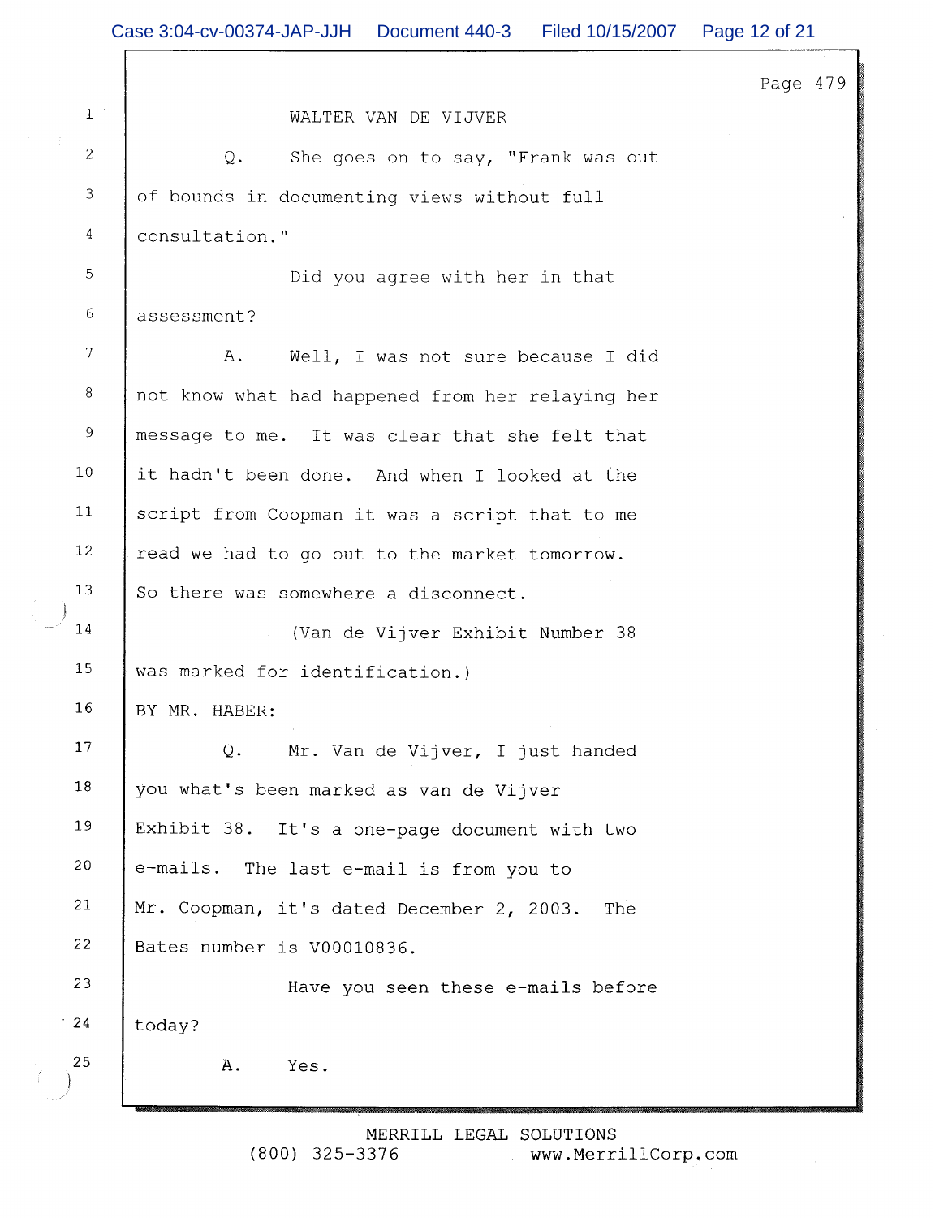Page 479

WALTER VAN DE VIJVER

Q. She goes on to say, "Frank was out of bounds in documenting views without full consultation."

Did you agree with her in that assessment?

A. Well, I was not sure because I did not know what had happened from her relaying her message to me. It was clear that she felt that it hadn't been done. And when I looked at the script from Coopman it was a script that to me read we had to go out to the market tomorrow. So there was somewhere a disconnect.

(Van de Vijver Exhibit Number 38 was marked for identification.)

BY MR. HABER:

Q. Mr. Van de Vijver, I just handed you what's been marked as van de Vijver Exhibit 38. It's a one-page document with two e-mails. The last e-mail is from you to Mr. Coopman, it's dated December 2, 2003. The Bates number is V00010836.

Have you seen these e-mails before today?

A. Yes.

MERRILL LEGAL SOLUTIONS
(800) 325-3376 www.MerrillCorp.com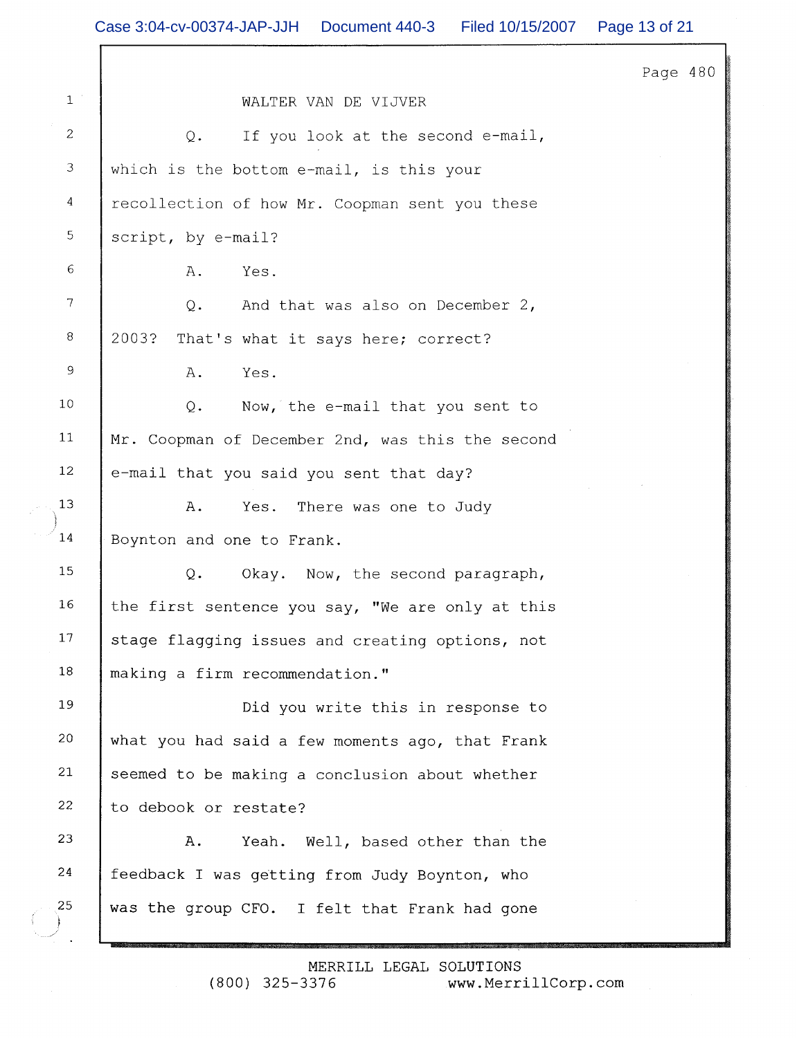WALTER VAN DE VIJVER

Q. If you look at the second e-mail, which is the bottom e-mail, is this your recollection of how Mr. Coopman sent you these script, by e-mail?

A. Yes.

Q. And that was also on December 2, 2003? That's what it says here; correct?

A. Yes.

Q. Now, the e-mail that you sent to Mr. Coopman of December 2nd, was this the second e-mail that you said you sent that day?

A. Yes. There was one to Judy Boynton and one to Frank.

Q. Okay. Now, the second paragraph, the first sentence you say, "We are only at this stage flagging issues and creating options, not making a firm recommendation."

Did you write this in response to what you had said a few moments ago, that Frank seemed to be making a conclusion about whether to debook or restate?

A. Yeah. Well, based other than the feedback I was getting from Judy Boynton, who was the group CFO. I felt that Frank had gone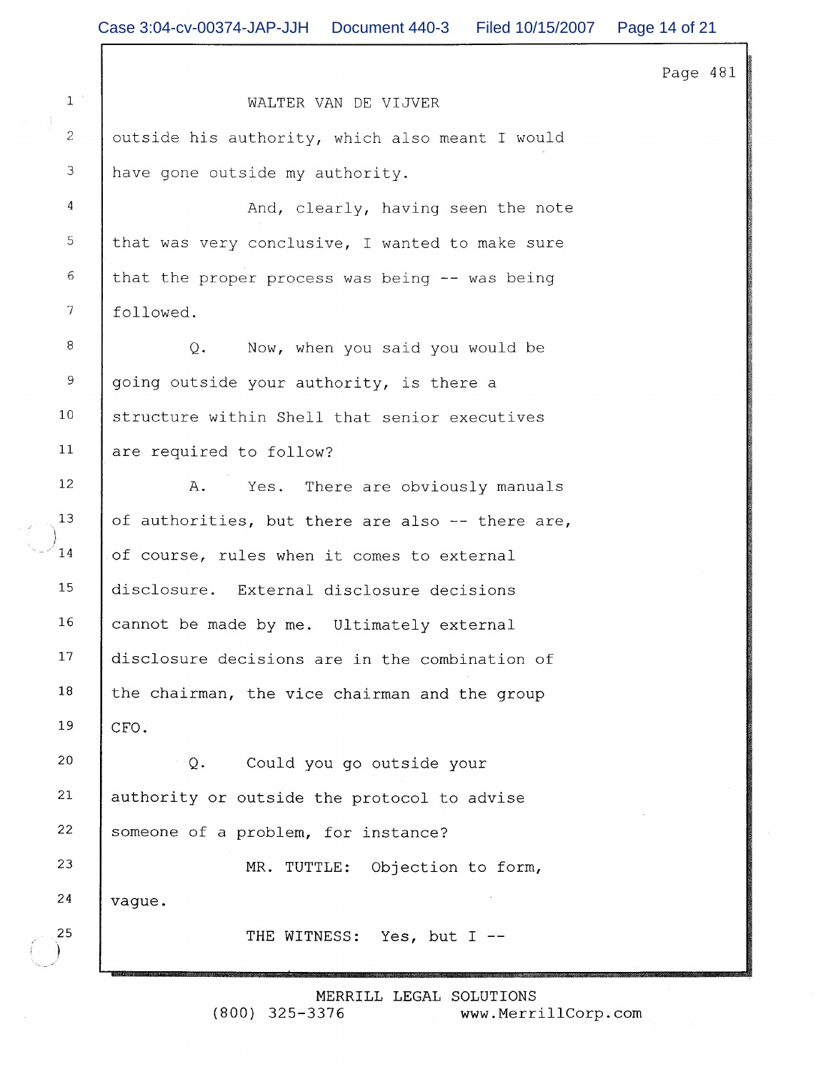WALTER VAN DE VIJVER

outside his authority, which also meant I would have gone outside my authority.

And, clearly, having seen the note that was very conclusive, I wanted to make sure that the proper process was being -- was being followed.

Q. Now, when you said you would be going outside your authority, is there a structure within Shell that senior executives are required to follow?

A. Yes. There are obviously manuals of authorities, but there are also -- there are, of course, rules when it comes to external disclosure. External disclosure decisions cannot be made by me. Ultimately external disclosure decisions are in the combination of the chairman, the vice chairman and the group CFO.

Q. Could you go outside your authority or outside the protocol to advise someone of a problem, for instance?

MR. TUTTLE: Objection to form, vague.

THE WITNESS: Yes, but I --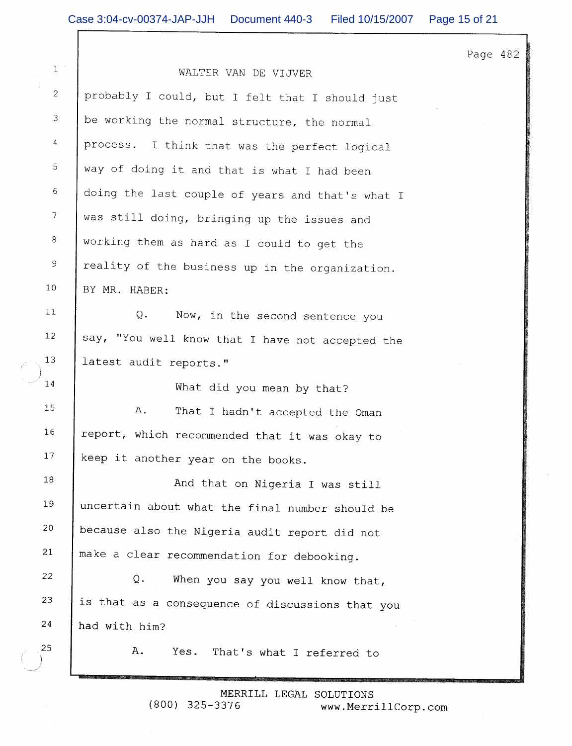WALTER VAN DE VIJVER

probably I could, but I felt that I should just be working the normal structure, the normal process. I think that was the perfect logical way of doing it and that is what I had been doing the last couple of years and that's what I was still doing, bringing up the issues and working them as hard as I could to get the reality of the business up in the organization.

BY MR. HABER:

Q. Now, in the second sentence you say, "You well know that I have not accepted the latest audit reports."

What did you mean by that?

A. That I hadn't accepted the Oman report, which recommended that it was okay to keep it another year on the books.

And that on Nigeria I was still uncertain about what the final number should be because also the Nigeria audit report did not make a clear recommendation for debooking.

Q. When you say you well know that, is that as a consequence of discussions that you had with him?

A. Yes. That's what I referred to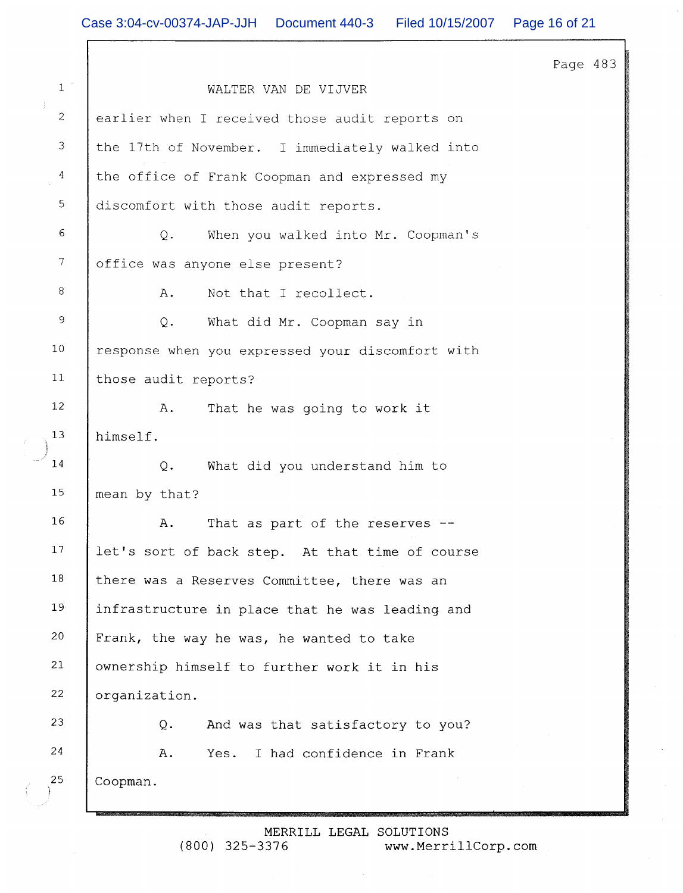WALTER VAN DE VIJVER

earlier when I received those audit reports on the 17th of November. I immediately walked into the office of Frank Coopman and expressed my discomfort with those audit reports.

Q. When you walked into Mr. Coopman's office was anyone else present?

A. Not that I recollect.

Q. What did Mr. Coopman say in response when you expressed your discomfort with those audit reports?

A. That he was going to work it himself.

Q. What did you understand him to mean by that?

A. That as part of the reserves -- let's sort of back step. At that time of course there was a Reserves Committee, there was an infrastructure in place that he was leading and Frank, the way he was, he wanted to take ownership himself to further work it in his organization.

Q. And was that satisfactory to you?

A. Yes. I had confidence in Frank Coopman.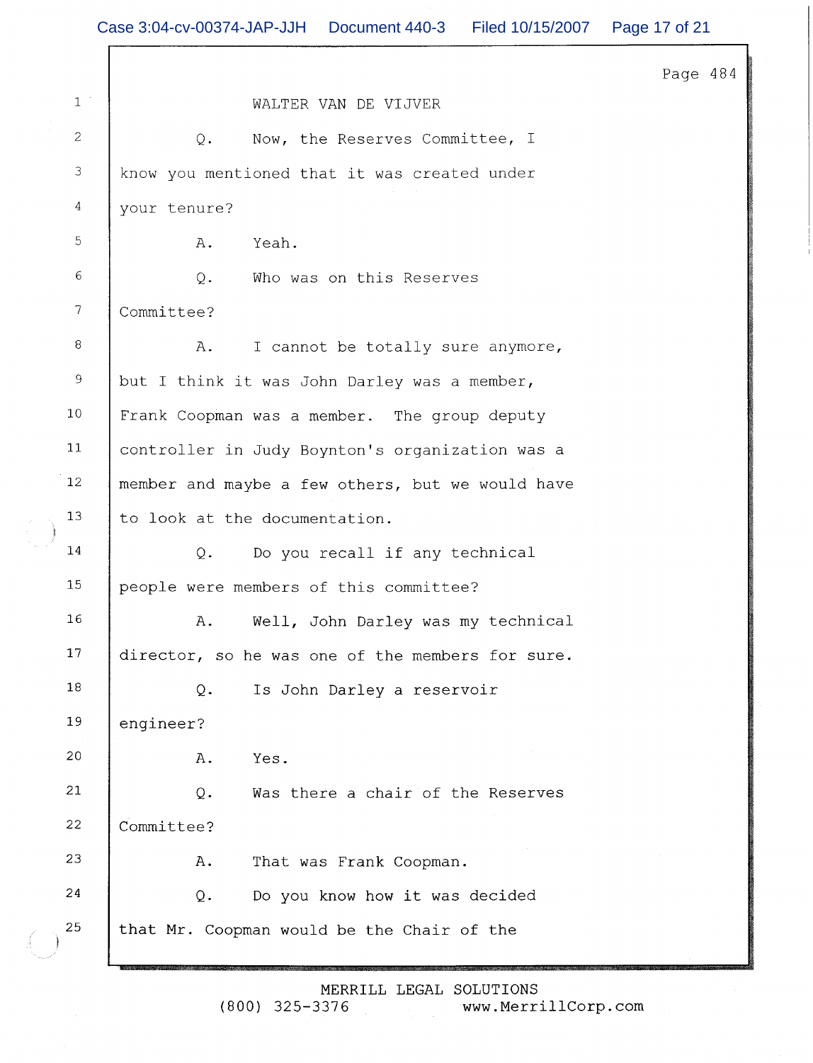WALTER VAN DE VIJVER

Q. Now, the Reserves Committee, I know you mentioned that it was created under your tenure?

A. Yeah.

Q. Who was on this Reserves Committee?

A. I cannot be totally sure anymore, but I think it was John Darley was a member, Frank Coopman was a member. The group deputy controller in Judy Boynton's organization was a member and maybe a few others, but we would have to look at the documentation.

Q. Do you recall if any technical people were members of this committee?

A. Well, John Darley was my technical director, so he was one of the members for sure.

Q. Is John Darley a reservoir engineer?

A. Yes.

Q. Was there a chair of the Reserves Committee?

A. That was Frank Coopman.

Q. Do you know how it was decided that Mr. Coopman would be the Chair of the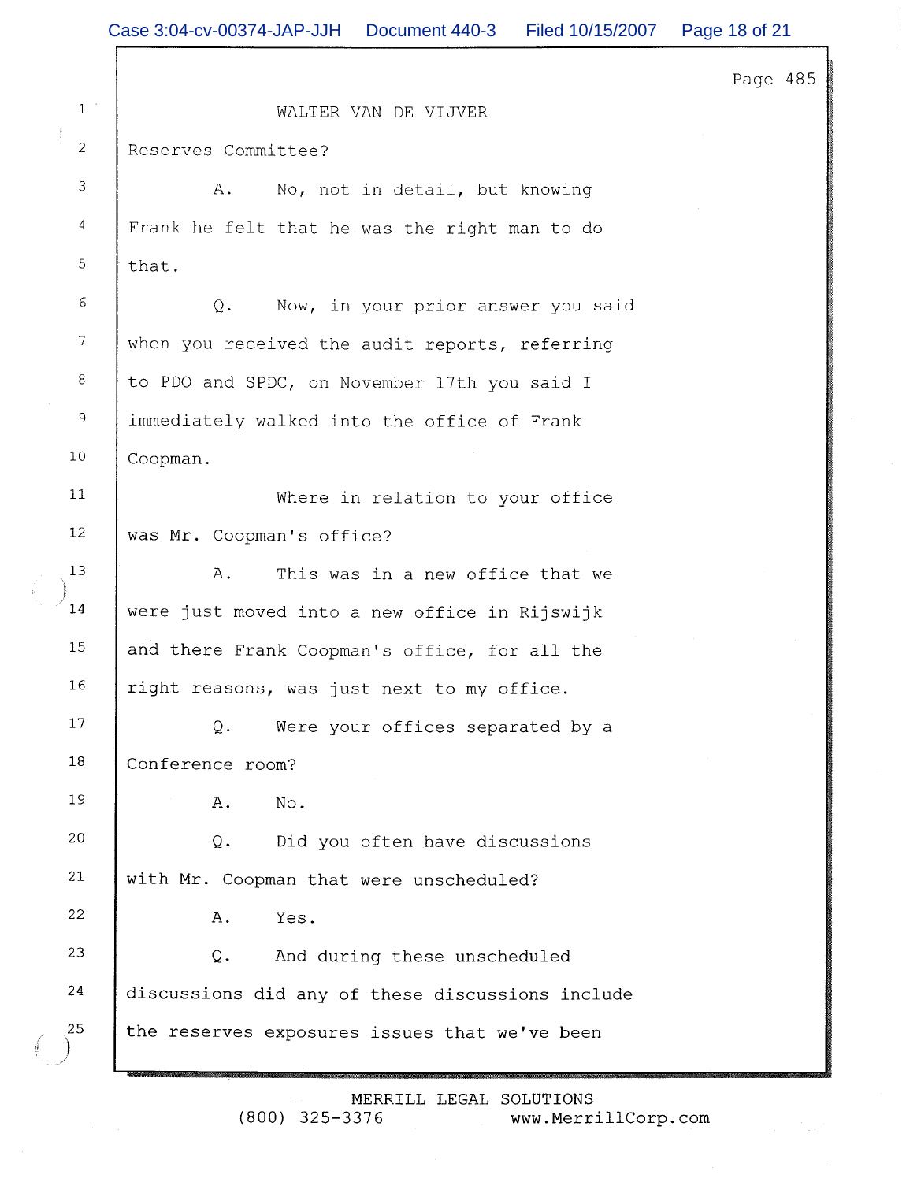WALTER VAN DE VIJVER

Reserves Committee?

A. No, not in detail, but knowing Frank he felt that he was the right man to do that.

Q. Now, in your prior answer you said when you received the audit reports, referring to PDO and SPDC, on November 17th you said I immediately walked into the office of Frank Coopman.

Where in relation to your office was Mr. Coopman's office?

A. This was in a new office that we were just moved into a new office in Rijswijk and there Frank Coopman's office, for all the right reasons, was just next to my office.

Q. Were your offices separated by a Conference room?

A. No.

Q. Did you often have discussions with Mr. Coopman that were unscheduled?

A. Yes.

Q. And during these unscheduled discussions did any of these discussions include the reserves exposures issues that we've been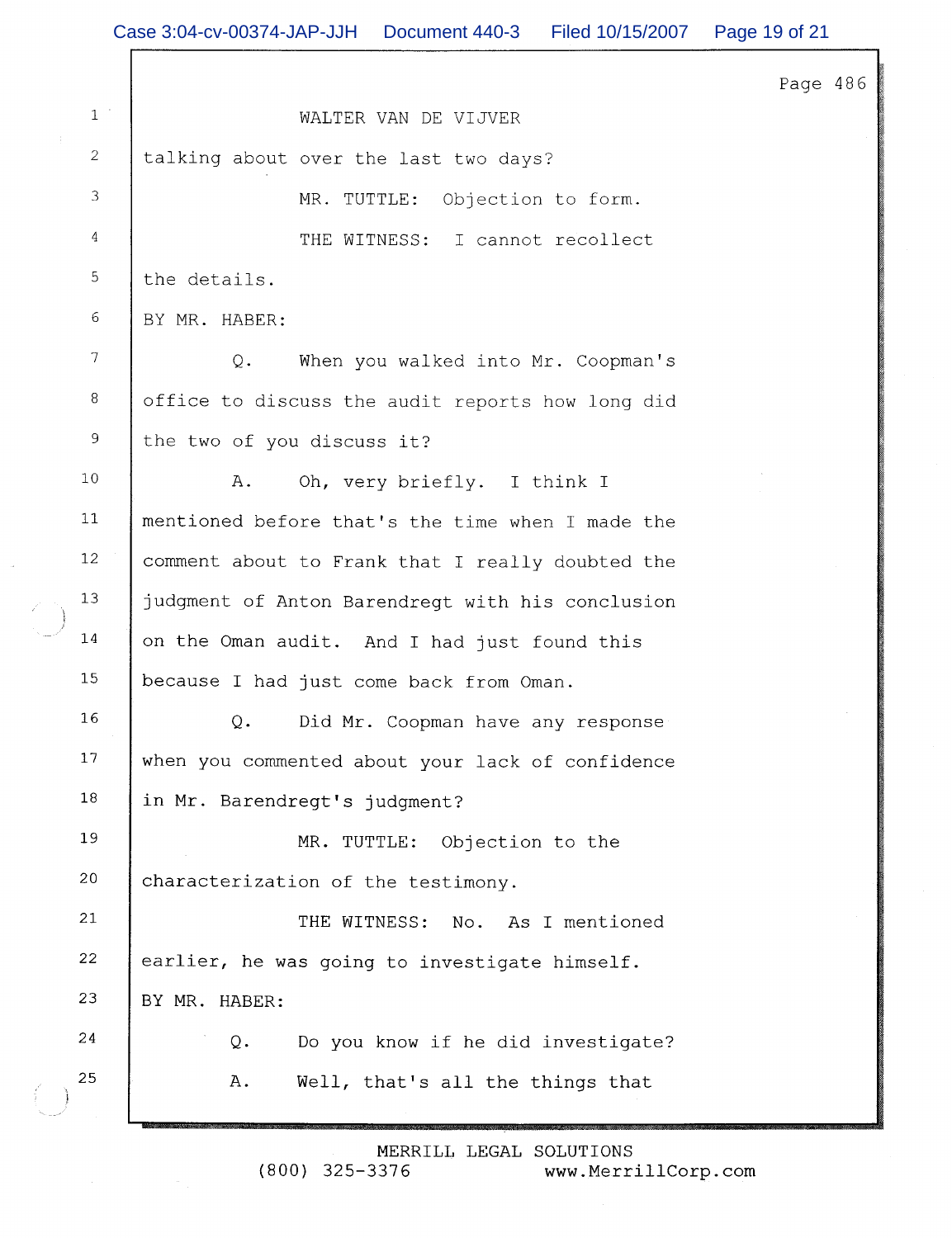Page 486

WALTER VAN DE VIJVER

talking about over the last two days?

MR. TUTTLE: Objection to form.

THE WITNESS: I cannot recollect the details.

BY MR. HABER:

Q. When you walked into Mr. Coopman's office to discuss the audit reports how long did the two of you discuss it?

A. Oh, very briefly. I think I mentioned before that's the time when I made the comment about to Frank that I really doubted the judgment of Anton Barendregt with his conclusion on the Oman audit. And I had just found this because I had just come back from Oman.

Q. Did Mr. Coopman have any response when you commented about your lack of confidence in Mr. Barendregt's judgment?

MR. TUTTLE: Objection to the characterization of the testimony.

THE WITNESS: No. As I mentioned earlier, he was going to investigate himself.

BY MR. HABER:

Q. Do you know if he did investigate?

A. Well, that's all the things that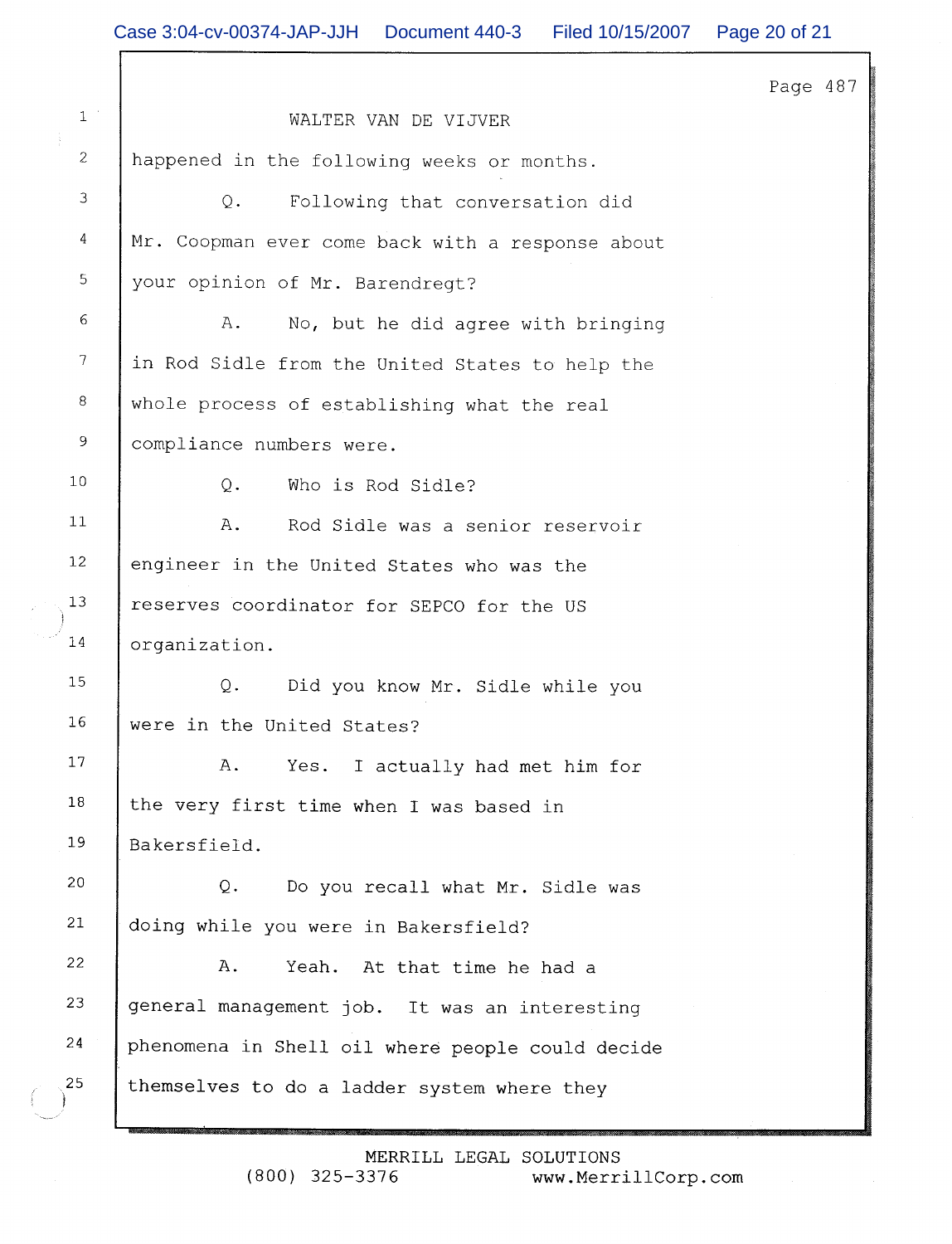WALTER VAN DE VIJVER

happened in the following weeks or months.

Q. Following that conversation did Mr. Coopman ever come back with a response about your opinion of Mr. Barendregt?

A. No, but he did agree with bringing in Rod Sidle from the United States to help the whole process of establishing what the real compliance numbers were.

Q. Who is Rod Sidle?

A. Rod Sidle was a senior reservoir engineer in the United States who was the reserves coordinator for SEPCO for the US organization.

Q. Did you know Mr. Sidle while you were in the United States?

A. Yes. I actually had met him for the very first time when I was based in Bakersfield.

Q. Do you recall what Mr. Sidle was doing while you were in Bakersfield?

A. Yeah. At that time he had a general management job. It was an interesting phenomena in Shell oil where people could decide themselves to do a ladder system where they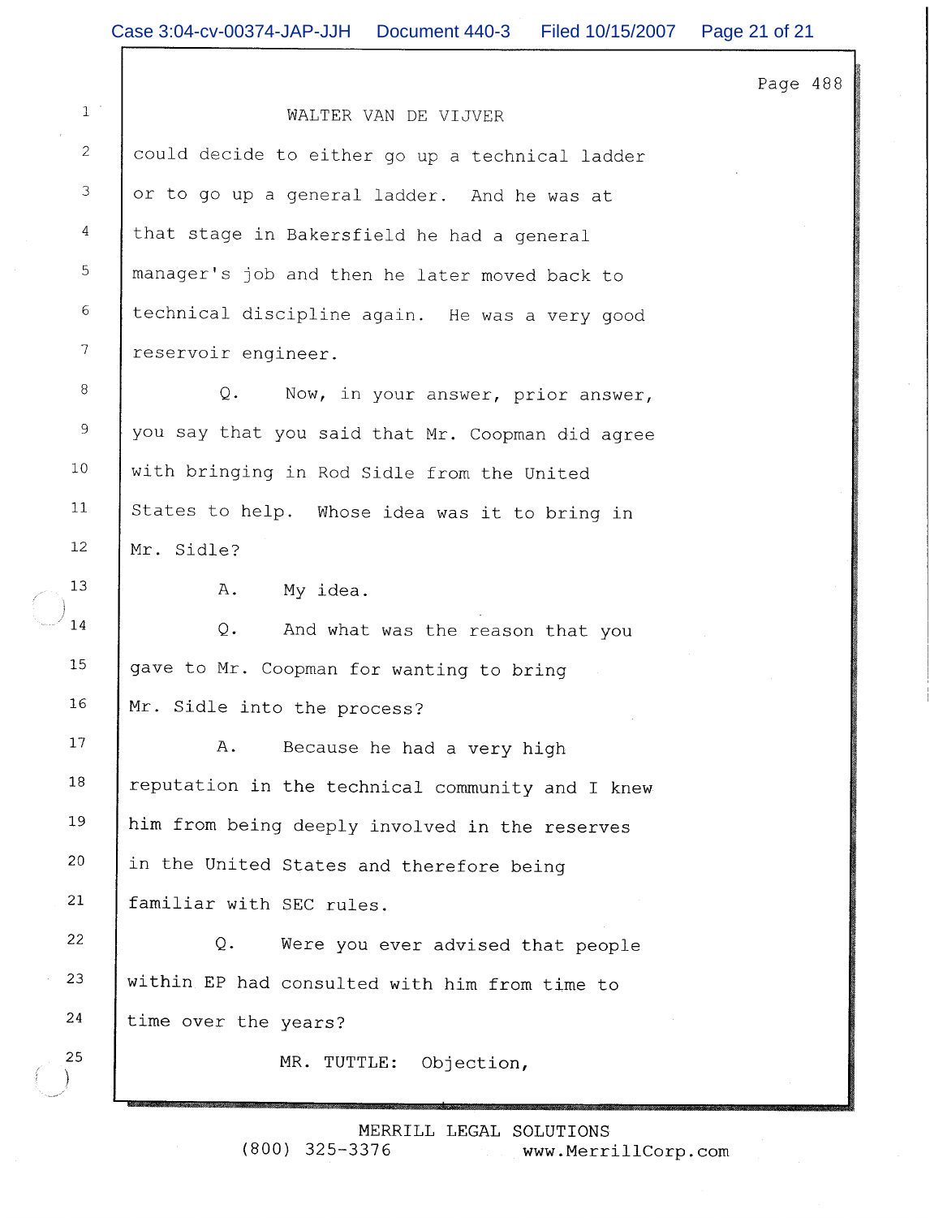WALTER VAN DE VIJVER

could decide to either go up a technical ladder or to go up a general ladder. And he was at that stage in Bakersfield he had a general manager's job and then he later moved back to technical discipline again. He was a very good reservoir engineer.

Q. Now, in your answer, prior answer, you say that you said that Mr. Coopman did agree with bringing in Rod Sidle from the United States to help. Whose idea was it to bring in Mr. Sidle?

A. My idea.

Q. And what was the reason that you gave to Mr. Coopman for wanting to bring Mr. Sidle into the process?

A. Because he had a very high reputation in the technical community and I knew him from being deeply involved in the reserves in the United States and therefore being familiar with SEC rules.

Q. Were you ever advised that people within EP had consulted with him from time to time over the years?

MR. TUTTLE: Objection,

MERRILL LEGAL SOLUTIONS
(800) 325-3376 www.MerrillCorp.com